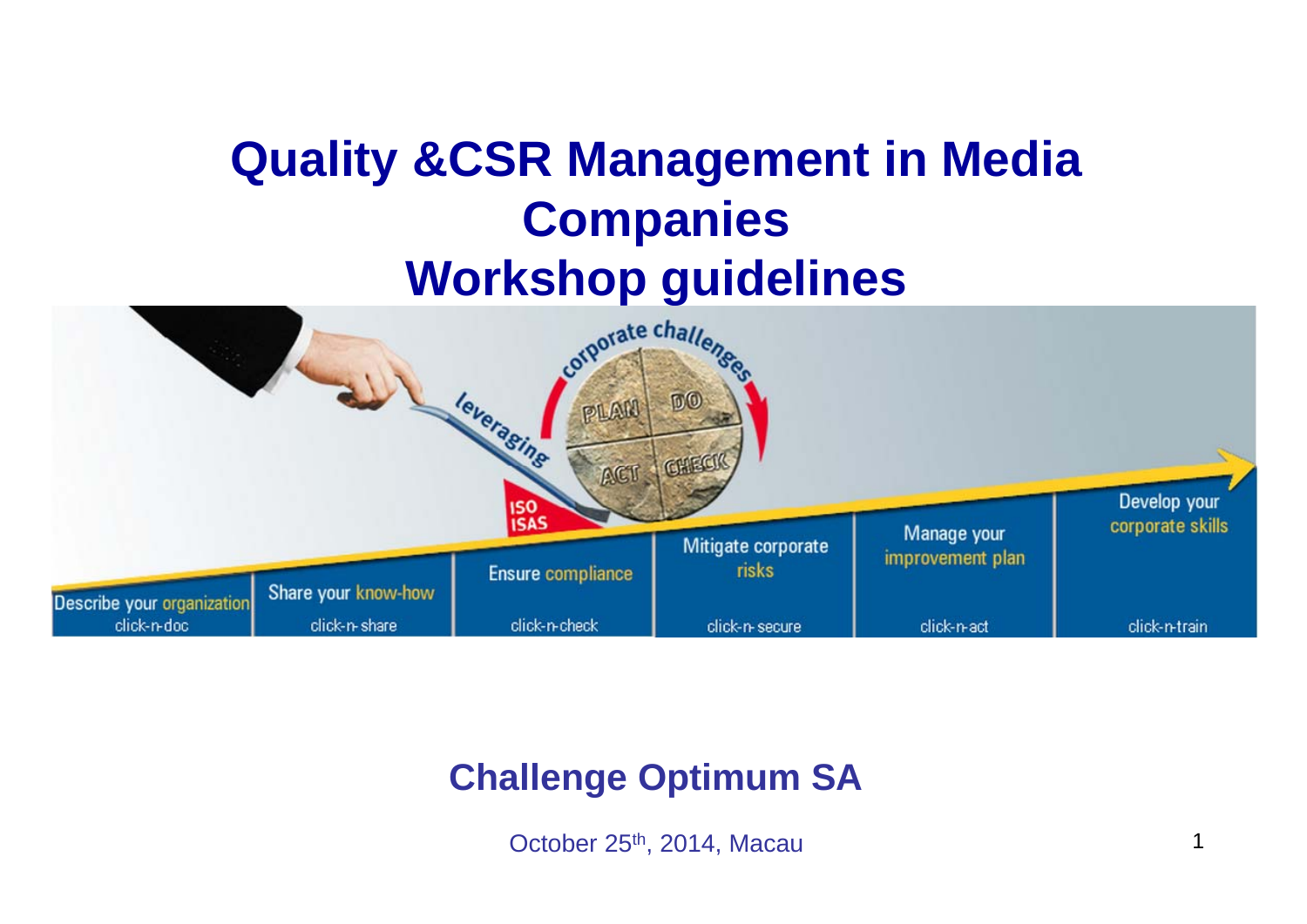# Quality &CSR Management in Media Companies
# Workshop guidelines

corporate challenges

leveraging

PLAN DO ACT CHECK

ISO ISAS

| Describe your organization | Share your know-how | Ensure compliance | Mitigate corporate risks | Manage your improvement plan | Develop your corporate skills |
|---|---|---|---|---|---|
| click-n-doc | click-n- share | click-n-check | click-n- secure | click-n-act | click-n-train |

**Challenge Optimum SA**

October 25th, 2014, Macau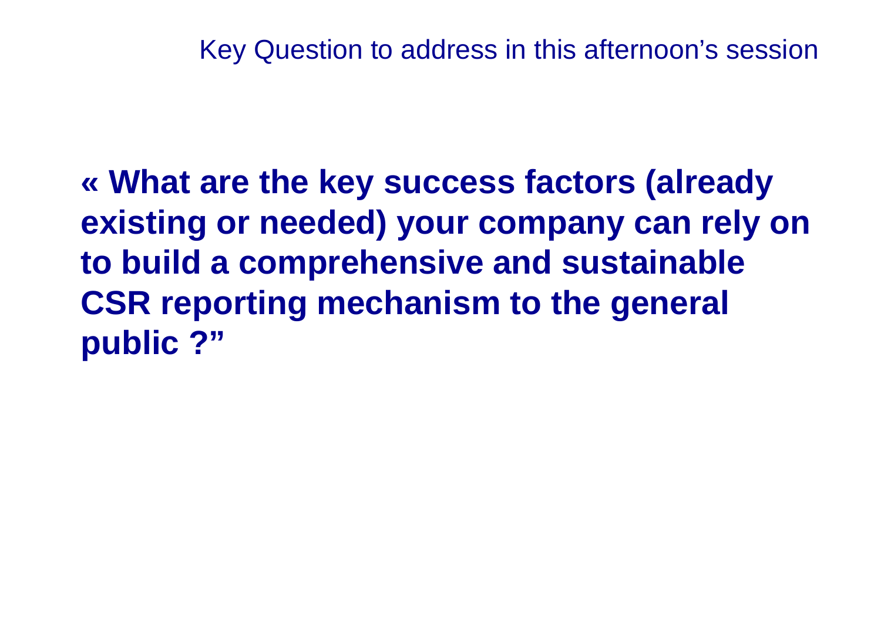# Key Question to address in this afternoon's session

**« What are the key success factors (already existing or needed) your company can rely on to build a comprehensive and sustainable CSR reporting mechanism to the general public ?"**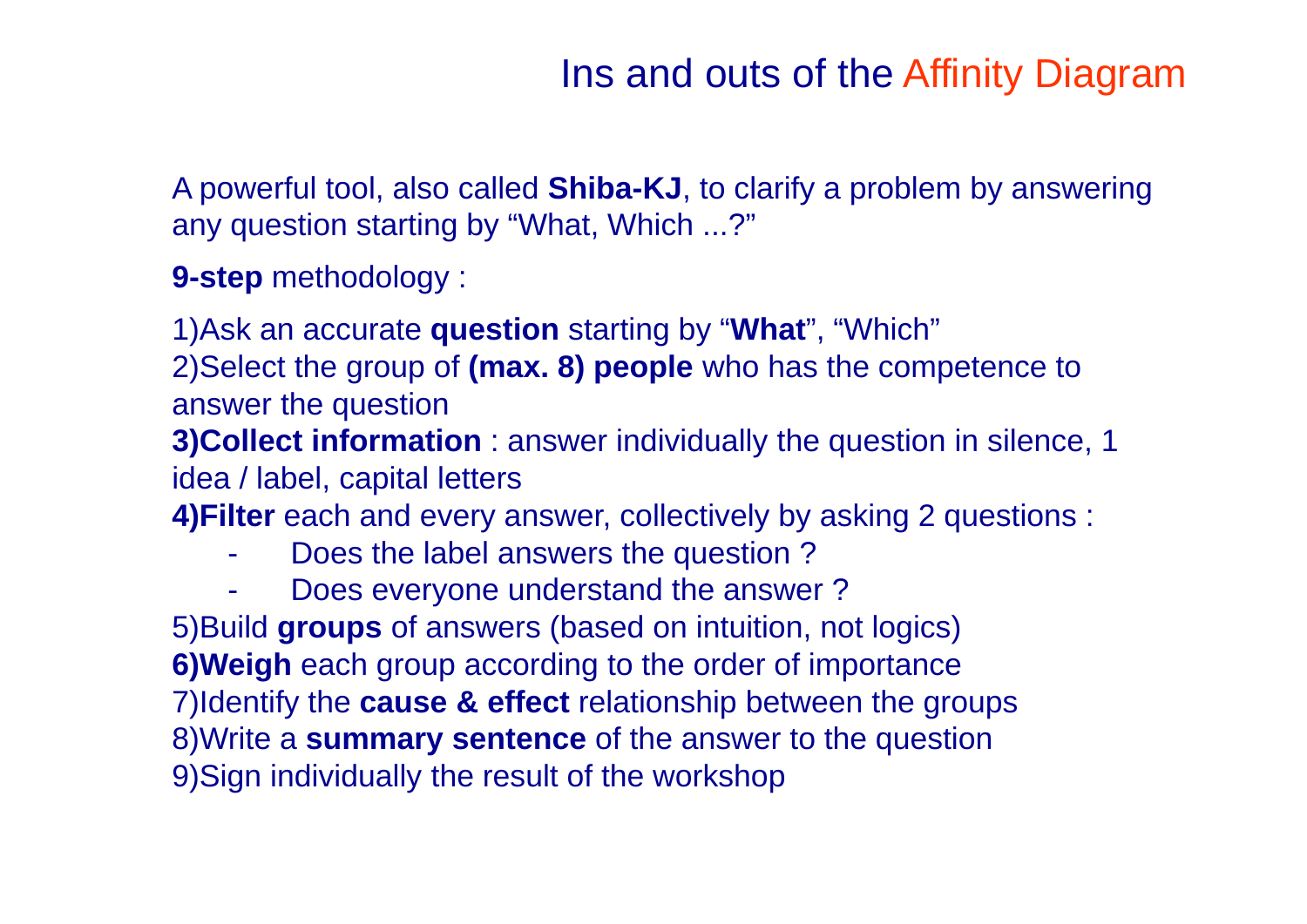# Ins and outs of the Affinity Diagram

A powerful tool, also called **Shiba-KJ**, to clarify a problem by answering any question starting by "What, Which ...?"

**9-step** methodology :

1)Ask an accurate **question** starting by "**What**", "Which"
2)Select the group of **(max. 8) people** who has the competence to answer the question
**3)Collect information** : answer individually the question in silence, 1 idea / label, capital letters
**4)Filter** each and every answer, collectively by asking 2 questions :

- Does the label answers the question ?
- Does everyone understand the answer ?

5)Build **groups** of answers (based on intuition, not logics)
**6)Weigh** each group according to the order of importance
7)Identify the **cause & effect** relationship between the groups
8)Write a **summary sentence** of the answer to the question
9)Sign individually the result of the workshop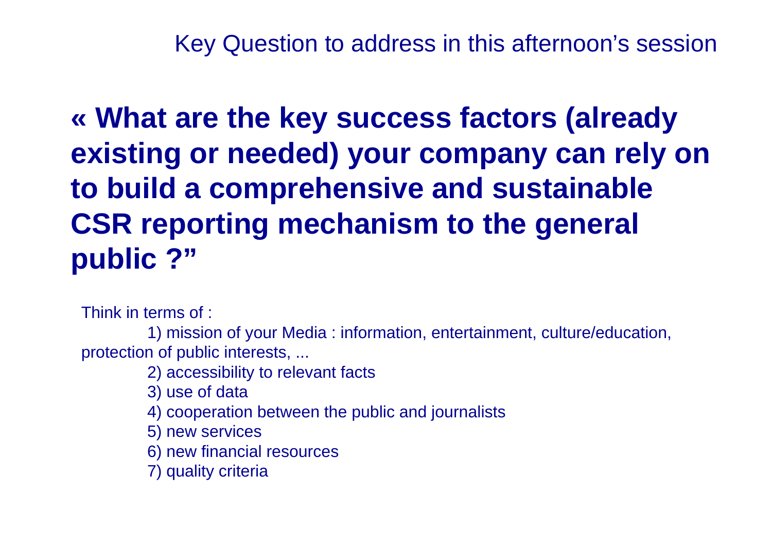Key Question to address in this afternoon's session

# « What are the key success factors (already existing or needed) your company can rely on to build a comprehensive and sustainable CSR reporting mechanism to the general public ?"

Think in terms of :

1) mission of your Media : information, entertainment, culture/education, protection of public interests, ...
2) accessibility to relevant facts
3) use of data
4) cooperation between the public and journalists
5) new services
6) new financial resources
7) quality criteria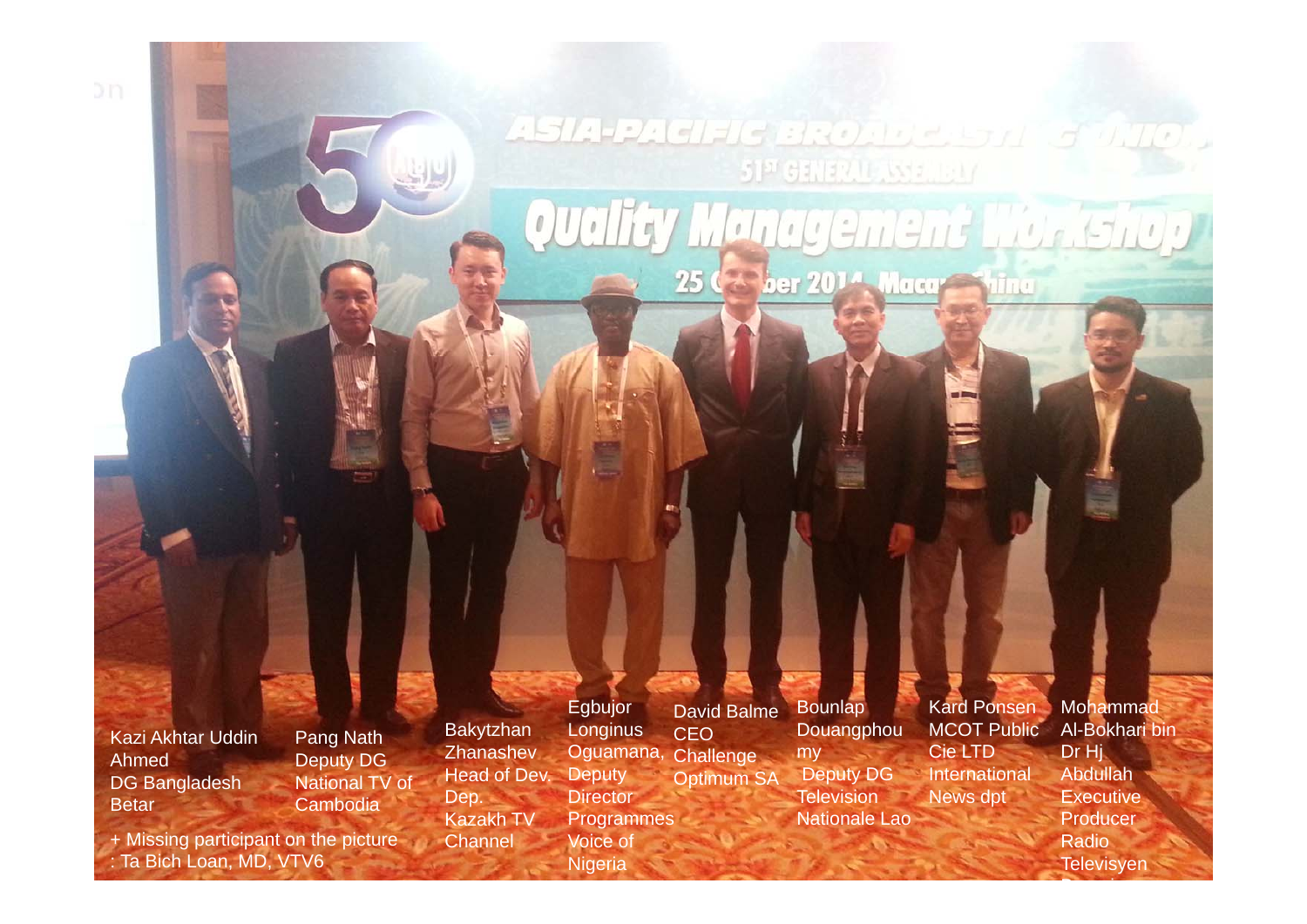Kazi Akhtar Uddin Ahmed
DG Bangladesh Betar

Pang Nath
Deputy DG
National TV of Cambodia

Bakytzhan Zhanashev
Head of Dev. Dep.
Kazakh TV Channel

Egbujor Longinus Oguamana,
Deputy Director Programmes
Voice of Nigeria

David Balme
CEO
Challenge Optimum SA

Bounlap Douangphoumy
Deputy DG
Television Nationale Lao

Kard Ponsen
MCOT Public Cie LTD
International News dpt

Mohammad Al-Bokhari bin Dr Hj Abdullah
Executive Producer
Radio Televisyen

+ Missing participant on the picture : Ta Bich Loan, MD, VTV6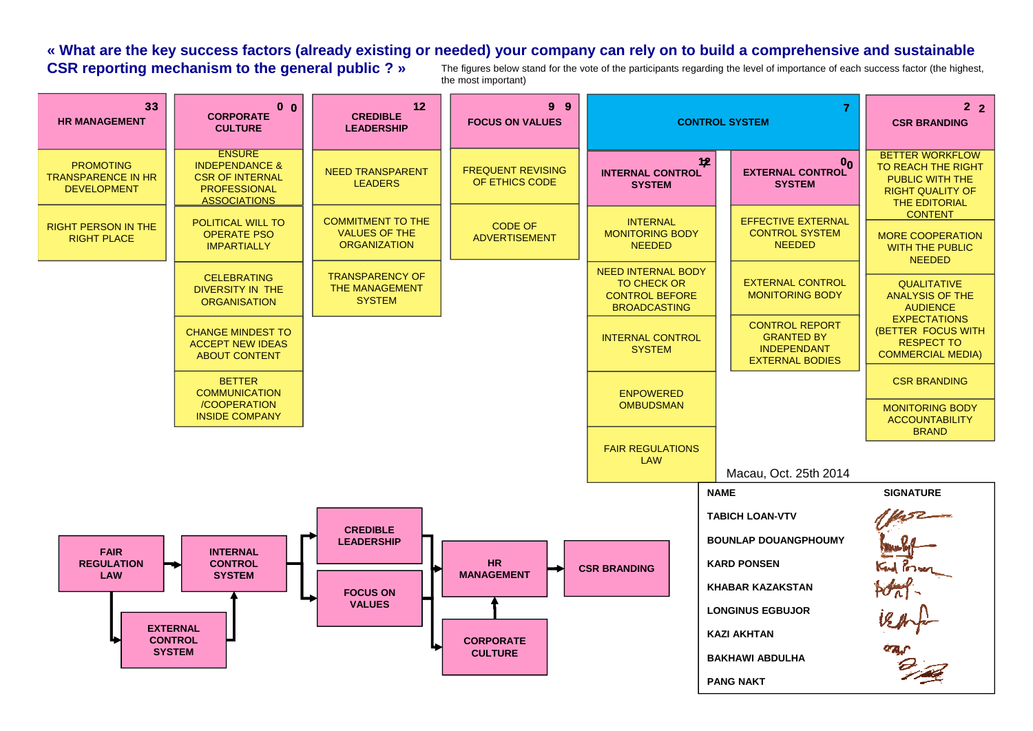**« What are the key success factors (already existing or needed) your company can rely on to build a comprehensive and sustainable CSR reporting mechanism to the general public ? »**

The figures below stand for the vote of the participants regarding the level of importance of each success factor (the highest, the most important)

| HR MANAGEMENT (33) | CORPORATE CULTURE (0 0) | CREDIBLE LEADERSHIP (12) | FOCUS ON VALUES (9 9) | CONTROL SYSTEM (7): INTERNAL CONTROL SYSTEM (12) | CONTROL SYSTEM (7): EXTERNAL CONTROL SYSTEM (0 0) | CSR BRANDING (2 2) |
|---|---|---|---|---|---|---|
| PROMOTING TRANSPARENCE IN HR DEVELOPMENT | ENSURE INDEPENDANCE & CSR OF INTERNAL PROFESSIONAL ASSOCIATIONS | NEED TRANSPARENT LEADERS | FREQUENT REVISING OF ETHICS CODE | INTERNAL MONITORING BODY NEEDED | EFFECTIVE EXTERNAL CONTROL SYSTEM NEEDED | BETTER WORKFLOW TO REACH THE RIGHT PUBLIC WITH THE RIGHT QUALITY OF THE EDITORIAL CONTENT |
| RIGHT PERSON IN THE RIGHT PLACE | POLITICAL WILL TO OPERATE PSO IMPARTIALLY | COMMITMENT TO THE VALUES OF THE ORGANIZATION | CODE OF ADVERTISEMENT | NEED INTERNAL BODY TO CHECK OR CONTROL BEFORE BROADCASTING | EXTERNAL CONTROL MONITORING BODY | MORE COOPERATION WITH THE PUBLIC NEEDED |
| | CELEBRATING DIVERSITY IN THE ORGANISATION | TRANSPARENCY OF THE MANAGEMENT SYSTEM | | INTERNAL CONTROL SYSTEM | CONTROL REPORT GRANTED BY INDEPENDANT EXTERNAL BODIES | QUALITATIVE ANALYSIS OF THE AUDIENCE EXPECTATIONS (BETTER FOCUS WITH RESPECT TO COMMERCIAL MEDIA) |
| | CHANGE MINDEST TO ACCEPT NEW IDEAS ABOUT CONTENT | | | ENPOWERED OMBUDSMAN | | CSR BRANDING |
| | BETTER COMMUNICATION /COOPERATION INSIDE COMPANY | | | FAIR REGULATIONS LAW | | MONITORING BODY ACCOUNTABILITY BRAND |

FAIR REGULATION LAW → INTERNAL CONTROL SYSTEM; FAIR REGULATION LAW → EXTERNAL CONTROL SYSTEM → INTERNAL CONTROL SYSTEM; INTERNAL CONTROL SYSTEM → CREDIBLE LEADERSHIP / FOCUS ON VALUES → HR MANAGEMENT / CORPORATE CULTURE; CORPORATE CULTURE → HR MANAGEMENT → CSR BRANDING

Macau, Oct. 25th 2014

| NAME | SIGNATURE |
|---|---|
| TABICH LOAN-VTV | |
| BOUNLAP DOUANGPHOUMY | |
| KARD PONSEN | |
| KHABAR KAZAKSTAN | |
| LONGINUS EGBUJOR | |
| KAZI AKHTAN | |
| BAKHAWI ABDULHA | |
| PANG NAKT | |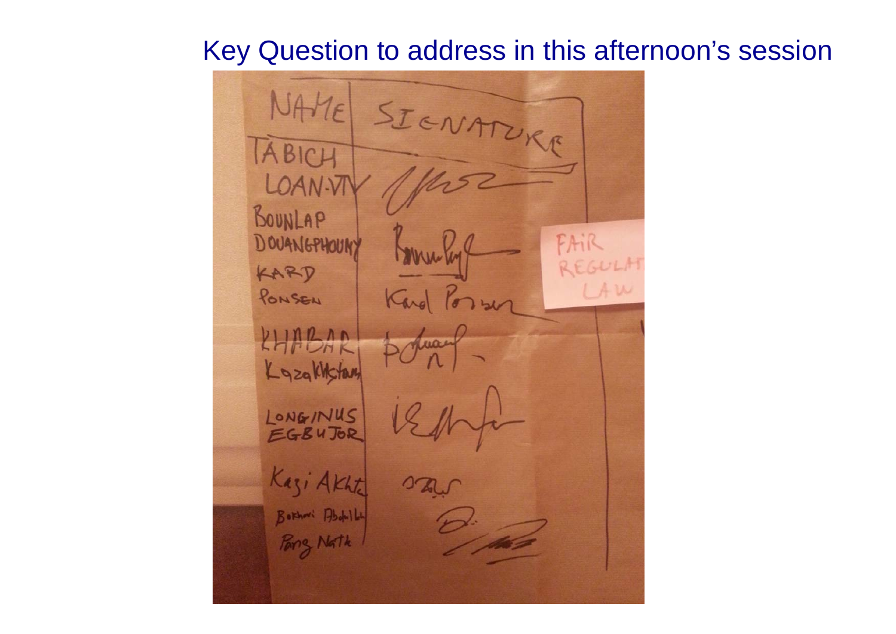# Key Question to address in this afternoon's session

| NAME | SIGNATURE |
|---|---|
| TABICH LOAN-VTY | |
| BOUNLAP DOUANGPHOUNY | |
| KARD PONSEN | Kard Ponsen |
| KHABAR Kazakhstan | |
| LONGINUS EGBUJOR | |
| Kazi Akhta | |
| Bokhari Abdullah | |
| Pong Nath | |

FAIR
REGULAT
LAW